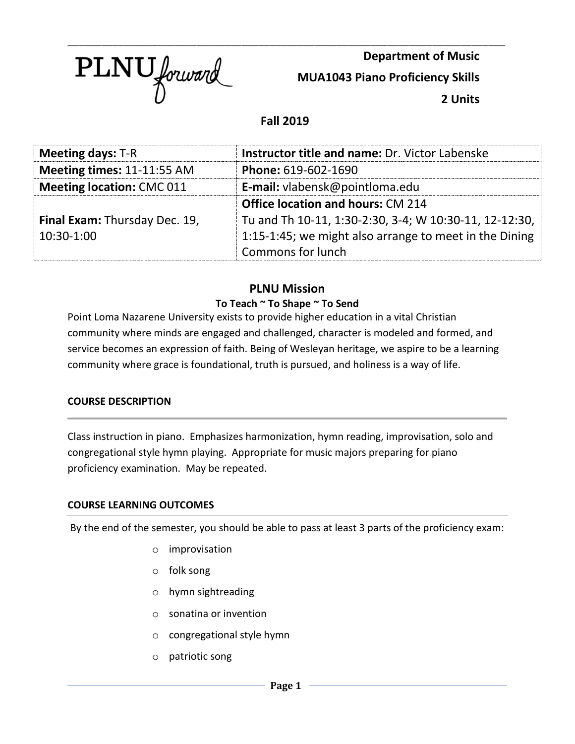PLNU forward

**Department of Music**

**MUA1043 Piano Proficiency Skills**

**2 Units**

**Fall 2019**

| **Meeting days:** T-R | **Instructor title and name:** Dr. Victor Labenske |
|---|---|
| **Meeting times:** 11-11:55 AM | **Phone:** 619-602-1690 |
| **Meeting location:** CMC 011 | **E-mail:** vlabensk@pointloma.edu |
| **Final Exam:** Thursday Dec. 19, 10:30-1:00 | **Office location and hours:** CM 214<br>Tu and Th 10-11, 1:30-2:30, 3-4; W 10:30-11, 12-12:30, 1:15-1:45; we might also arrange to meet in the Dining Commons for lunch |

## PLNU Mission

### To Teach ~ To Shape ~ To Send

Point Loma Nazarene University exists to provide higher education in a vital Christian community where minds are engaged and challenged, character is modeled and formed, and service becomes an expression of faith. Being of Wesleyan heritage, we aspire to be a learning community where grace is foundational, truth is pursued, and holiness is a way of life.

### COURSE DESCRIPTION

Class instruction in piano. Emphasizes harmonization, hymn reading, improvisation, solo and congregational style hymn playing. Appropriate for music majors preparing for piano proficiency examination. May be repeated.

### COURSE LEARNING OUTCOMES

By the end of the semester, you should be able to pass at least 3 parts of the proficiency exam:

- improvisation
- folk song
- hymn sightreading
- sonatina or invention
- congregational style hymn
- patriotic song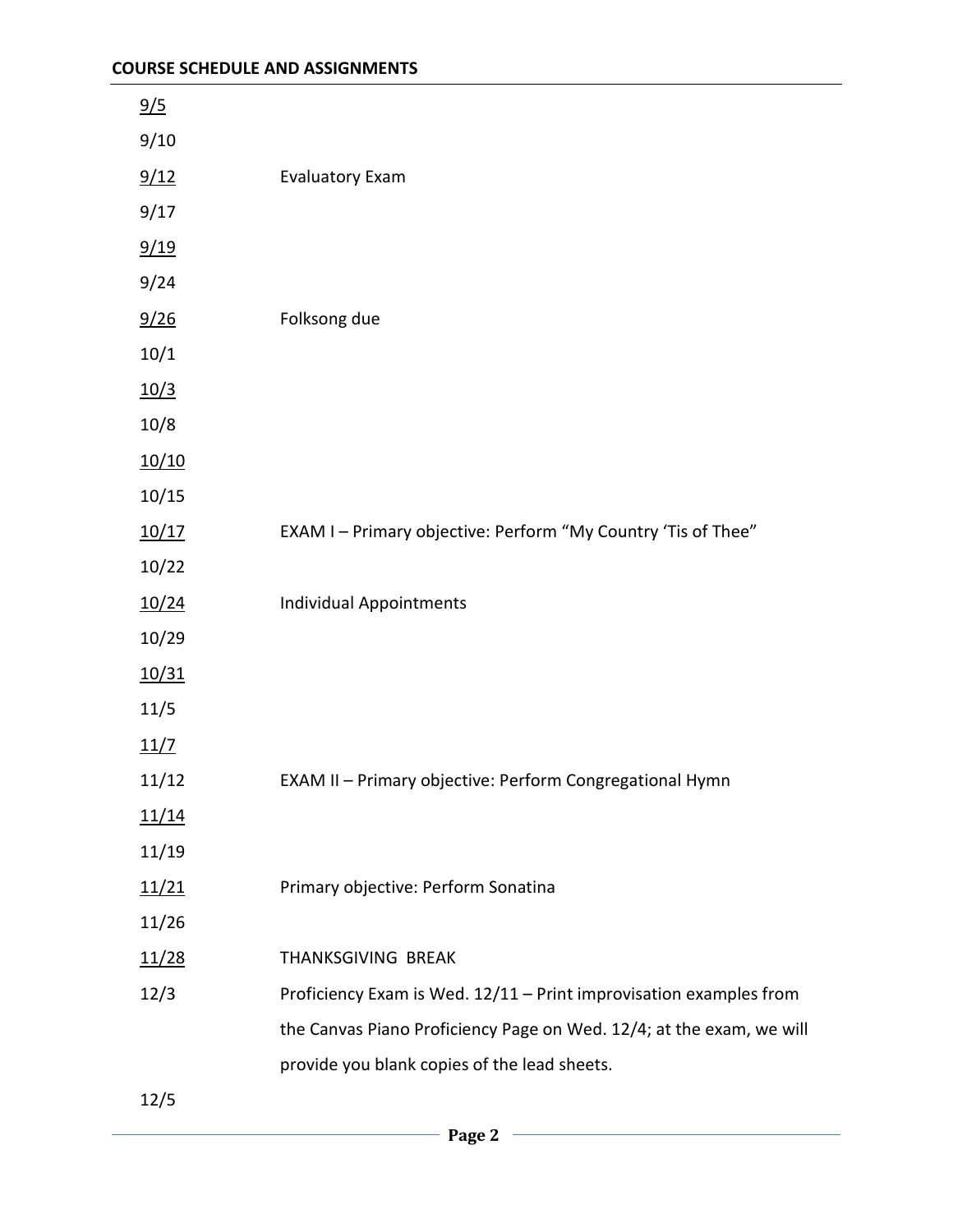## COURSE SCHEDULE AND ASSIGNMENTS

| Date | Assignment |
|---|---|
| 9/5 | |
| 9/10 | |
| 9/12 | Evaluatory Exam |
| 9/17 | |
| 9/19 | |
| 9/24 | |
| 9/26 | Folksong due |
| 10/1 | |
| 10/3 | |
| 10/8 | |
| 10/10 | |
| 10/15 | |
| 10/17 | EXAM I – Primary objective: Perform "My Country 'Tis of Thee" |
| 10/22 | |
| 10/24 | Individual Appointments |
| 10/29 | |
| 10/31 | |
| 11/5 | |
| 11/7 | |
| 11/12 | EXAM II – Primary objective: Perform Congregational Hymn |
| 11/14 | |
| 11/19 | |
| 11/21 | Primary objective: Perform Sonatina |
| 11/26 | |
| 11/28 | THANKSGIVING BREAK |
| 12/3 | Proficiency Exam is Wed. 12/11 – Print improvisation examples from the Canvas Piano Proficiency Page on Wed. 12/4; at the exam, we will provide you blank copies of the lead sheets. |
| 12/5 | |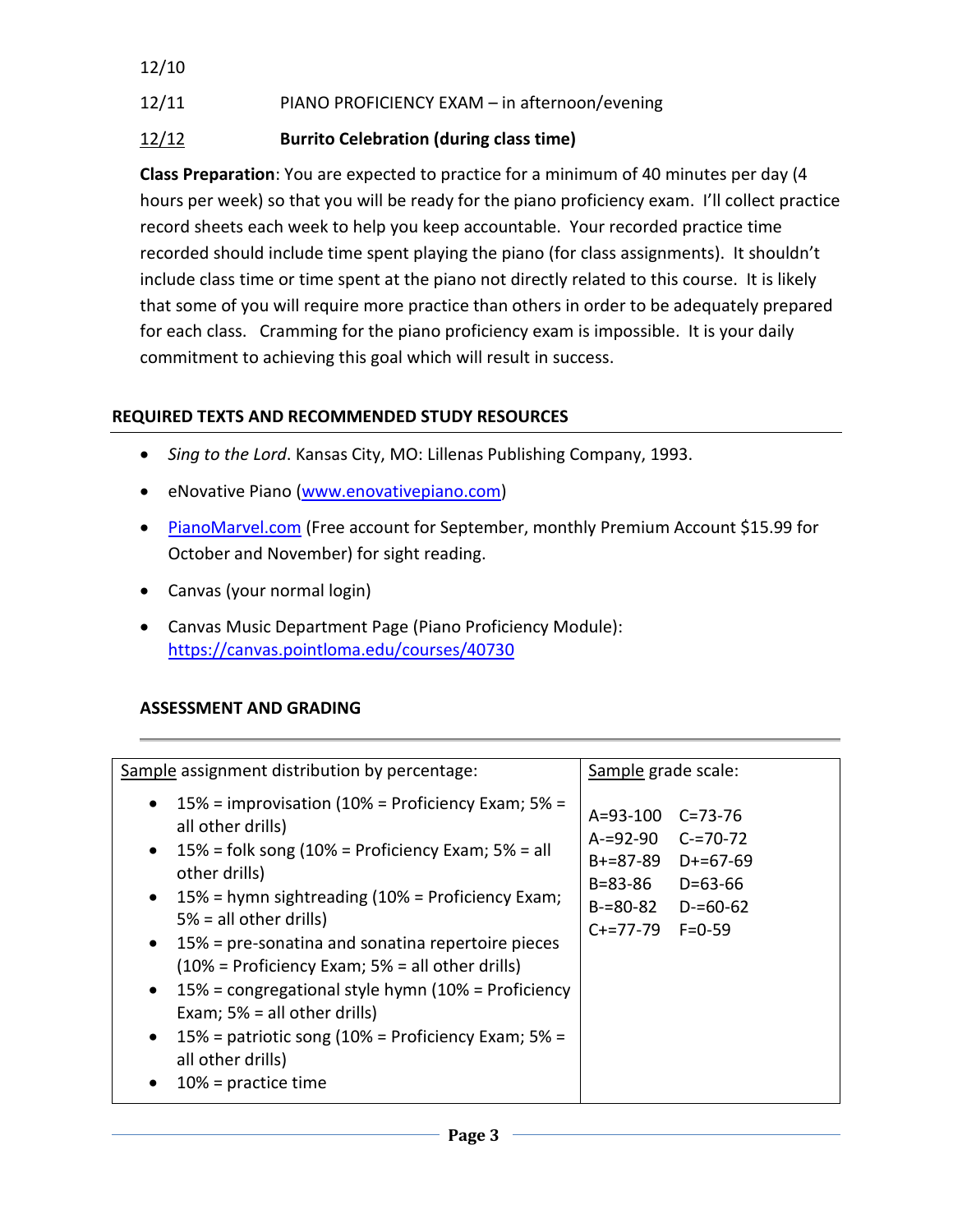12/10

12/11 PIANO PROFICIENCY EXAM – in afternoon/evening

12/12 **Burrito Celebration (during class time)**

**Class Preparation**: You are expected to practice for a minimum of 40 minutes per day (4 hours per week) so that you will be ready for the piano proficiency exam. I'll collect practice record sheets each week to help you keep accountable. Your recorded practice time recorded should include time spent playing the piano (for class assignments). It shouldn't include class time or time spent at the piano not directly related to this course. It is likely that some of you will require more practice than others in order to be adequately prepared for each class. Cramming for the piano proficiency exam is impossible. It is your daily commitment to achieving this goal which will result in success.

## REQUIRED TEXTS AND RECOMMENDED STUDY RESOURCES

- *Sing to the Lord*. Kansas City, MO: Lillenas Publishing Company, 1993.
- eNovative Piano (www.enovativepiano.com)
- PianoMarvel.com (Free account for September, monthly Premium Account $15.99 for October and November) for sight reading.
- Canvas (your normal login)
- Canvas Music Department Page (Piano Proficiency Module): https://canvas.pointloma.edu/courses/40730

## ASSESSMENT AND GRADING

| Sample assignment distribution by percentage: | Sample grade scale: |
|---|---|
| • 15% = improvisation (10% = Proficiency Exam; 5% = all other drills)<br>• 15% = folk song (10% = Proficiency Exam; 5% = all other drills)<br>• 15% = hymn sightreading (10% = Proficiency Exam; 5% = all other drills)<br>• 15% = pre-sonatina and sonatina repertoire pieces (10% = Proficiency Exam; 5% = all other drills)<br>• 15% = congregational style hymn (10% = Proficiency Exam; 5% = all other drills)<br>• 15% = patriotic song (10% = Proficiency Exam; 5% = all other drills)<br>• 10% = practice time | A=93-100 C=73-76<br>A-=92-90 C-=70-72<br>B+=87-89 D+=67-69<br>B=83-86 D=63-66<br>B-=80-82 D-=60-62<br>C+=77-79 F=0-59 |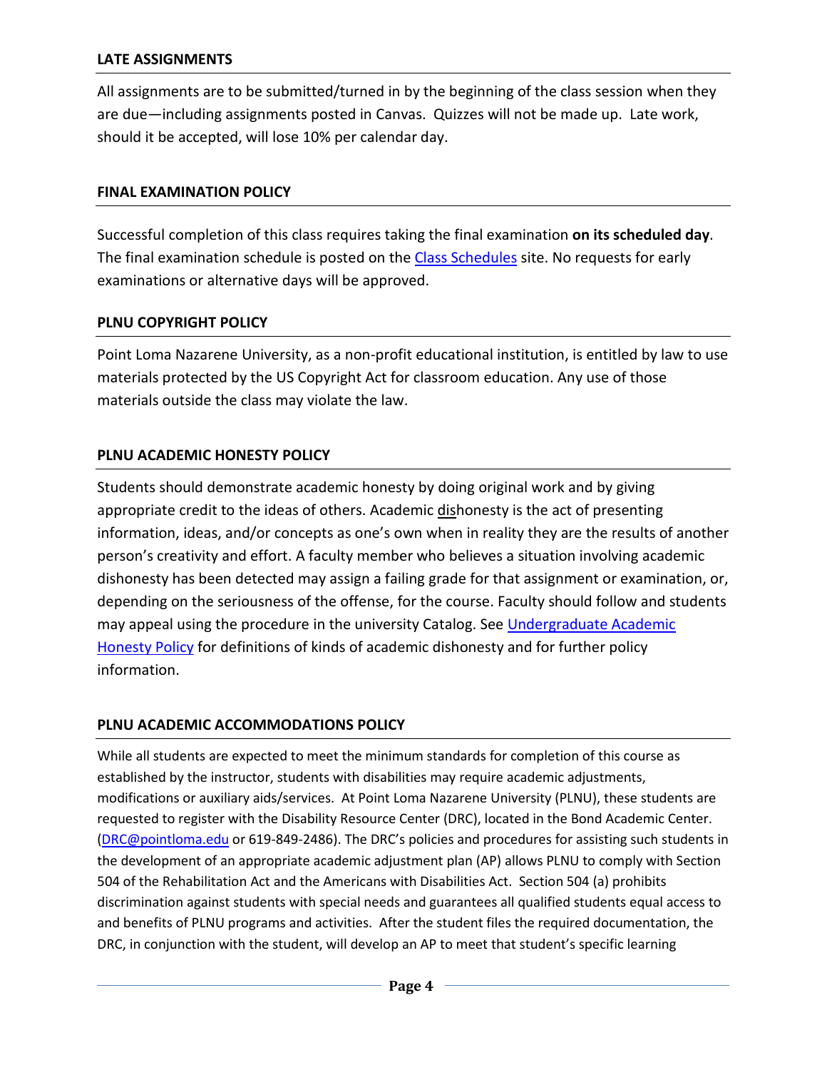## LATE ASSIGNMENTS

All assignments are to be submitted/turned in by the beginning of the class session when they are due—including assignments posted in Canvas. Quizzes will not be made up. Late work, should it be accepted, will lose 10% per calendar day.

## FINAL EXAMINATION POLICY

Successful completion of this class requires taking the final examination **on its scheduled day**. The final examination schedule is posted on the Class Schedules site. No requests for early examinations or alternative days will be approved.

## PLNU COPYRIGHT POLICY

Point Loma Nazarene University, as a non-profit educational institution, is entitled by law to use materials protected by the US Copyright Act for classroom education. Any use of those materials outside the class may violate the law.

## PLNU ACADEMIC HONESTY POLICY

Students should demonstrate academic honesty by doing original work and by giving appropriate credit to the ideas of others. Academic <u>dis</u>honesty is the act of presenting information, ideas, and/or concepts as one's own when in reality they are the results of another person's creativity and effort. A faculty member who believes a situation involving academic dishonesty has been detected may assign a failing grade for that assignment or examination, or, depending on the seriousness of the offense, for the course. Faculty should follow and students may appeal using the procedure in the university Catalog. See Undergraduate Academic Honesty Policy for definitions of kinds of academic dishonesty and for further policy information.

## PLNU ACADEMIC ACCOMMODATIONS POLICY

While all students are expected to meet the minimum standards for completion of this course as established by the instructor, students with disabilities may require academic adjustments, modifications or auxiliary aids/services. At Point Loma Nazarene University (PLNU), these students are requested to register with the Disability Resource Center (DRC), located in the Bond Academic Center. (DRC@pointloma.edu or 619-849-2486). The DRC's policies and procedures for assisting such students in the development of an appropriate academic adjustment plan (AP) allows PLNU to comply with Section 504 of the Rehabilitation Act and the Americans with Disabilities Act. Section 504 (a) prohibits discrimination against students with special needs and guarantees all qualified students equal access to and benefits of PLNU programs and activities. After the student files the required documentation, the DRC, in conjunction with the student, will develop an AP to meet that student's specific learning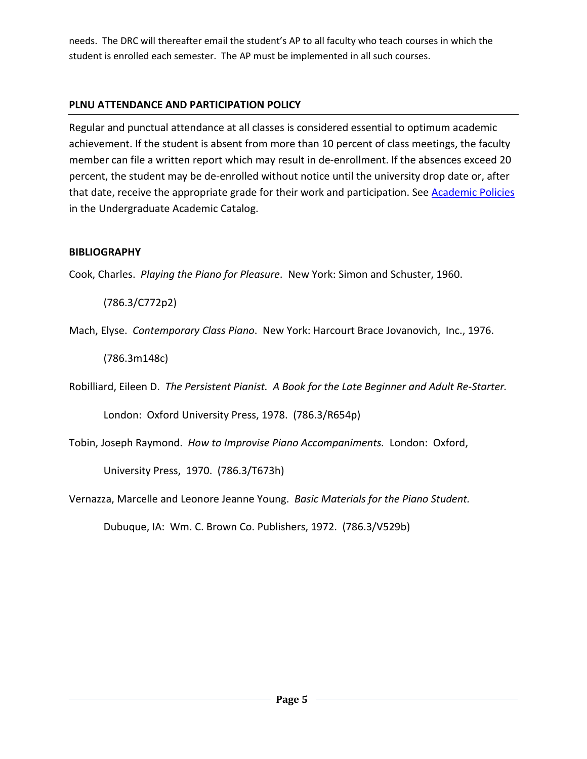needs. The DRC will thereafter email the student's AP to all faculty who teach courses in which the student is enrolled each semester. The AP must be implemented in all such courses.

## PLNU ATTENDANCE AND PARTICIPATION POLICY

Regular and punctual attendance at all classes is considered essential to optimum academic achievement. If the student is absent from more than 10 percent of class meetings, the faculty member can file a written report which may result in de-enrollment. If the absences exceed 20 percent, the student may be de-enrolled without notice until the university drop date or, after that date, receive the appropriate grade for their work and participation. See Academic Policies in the Undergraduate Academic Catalog.

## BIBLIOGRAPHY

Cook, Charles. *Playing the Piano for Pleasure*. New York: Simon and Schuster, 1960.

(786.3/C772p2)

Mach, Elyse. *Contemporary Class Piano*. New York: Harcourt Brace Jovanovich, Inc., 1976.

(786.3m148c)

Robilliard, Eileen D. *The Persistent Pianist. A Book for the Late Beginner and Adult Re-Starter.*

London: Oxford University Press, 1978. (786.3/R654p)

Tobin, Joseph Raymond. *How to Improvise Piano Accompaniments.* London: Oxford,

University Press, 1970. (786.3/T673h)

Vernazza, Marcelle and Leonore Jeanne Young. *Basic Materials for the Piano Student.*

Dubuque, IA: Wm. C. Brown Co. Publishers, 1972. (786.3/V529b)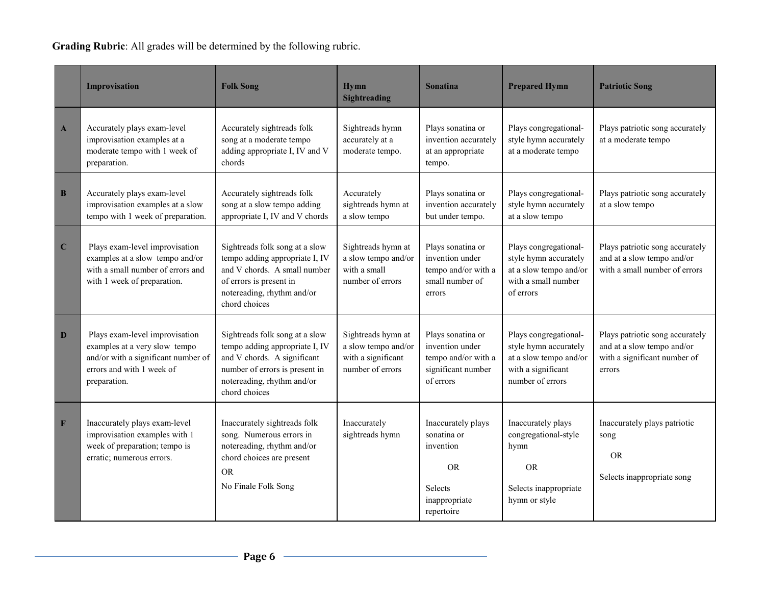**Grading Rubric**: All grades will be determined by the following rubric.

| | Improvisation | Folk Song | Hymn Sightreading | Sonatina | Prepared Hymn | Patriotic Song |
|---|---|---|---|---|---|---|
| **A** | Accurately plays exam-level improvisation examples at a moderate tempo with 1 week of preparation. | Accurately sightreads folk song at a moderate tempo adding appropriate I, IV and V chords | Sightreads hymn accurately at a moderate tempo. | Plays sonatina or invention accurately at an appropriate tempo. | Plays congregational-style hymn accurately at a moderate tempo | Plays patriotic song accurately at a moderate tempo |
| **B** | Accurately plays exam-level improvisation examples at a slow tempo with 1 week of preparation. | Accurately sightreads folk song at a slow tempo adding appropriate I, IV and V chords | Accurately sightreads hymn at a slow tempo | Plays sonatina or invention accurately but under tempo. | Plays congregational-style hymn accurately at a slow tempo | Plays patriotic song accurately at a slow tempo |
| **C** | Plays exam-level improvisation examples at a slow tempo and/or with a small number of errors and with 1 week of preparation. | Sightreads folk song at a slow tempo adding appropriate I, IV and V chords. A small number of errors is present in notereading, rhythm and/or chord choices | Sightreads hymn at a slow tempo and/or with a small number of errors | Plays sonatina or invention under tempo and/or with a small number of errors | Plays congregational-style hymn accurately at a slow tempo and/or with a small number of errors | Plays patriotic song accurately and at a slow tempo and/or with a small number of errors |
| **D** | Plays exam-level improvisation examples at a very slow tempo and/or with a significant number of errors and with 1 week of preparation. | Sightreads folk song at a slow tempo adding appropriate I, IV and V chords. A significant number of errors is present in notereading, rhythm and/or chord choices | Sightreads hymn at a slow tempo and/or with a significant number of errors | Plays sonatina or invention under tempo and/or with a significant number of errors | Plays congregational-style hymn accurately at a slow tempo and/or with a significant number of errors | Plays patriotic song accurately and at a slow tempo and/or with a significant number of errors |
| **F** | Inaccurately plays exam-level improvisation examples with 1 week of preparation; tempo is erratic; numerous errors. | Inaccurately sightreads folk song. Numerous errors in notereading, rhythm and/or chord choices are present<br>OR<br>No Finale Folk Song | Inaccurately sightreads hymn | Inaccurately plays sonatina or invention<br>OR<br>Selects inappropriate repertoire | Inaccurately plays congregational-style hymn<br>OR<br>Selects inappropriate hymn or style | Inaccurately plays patriotic song<br>OR<br>Selects inappropriate song |